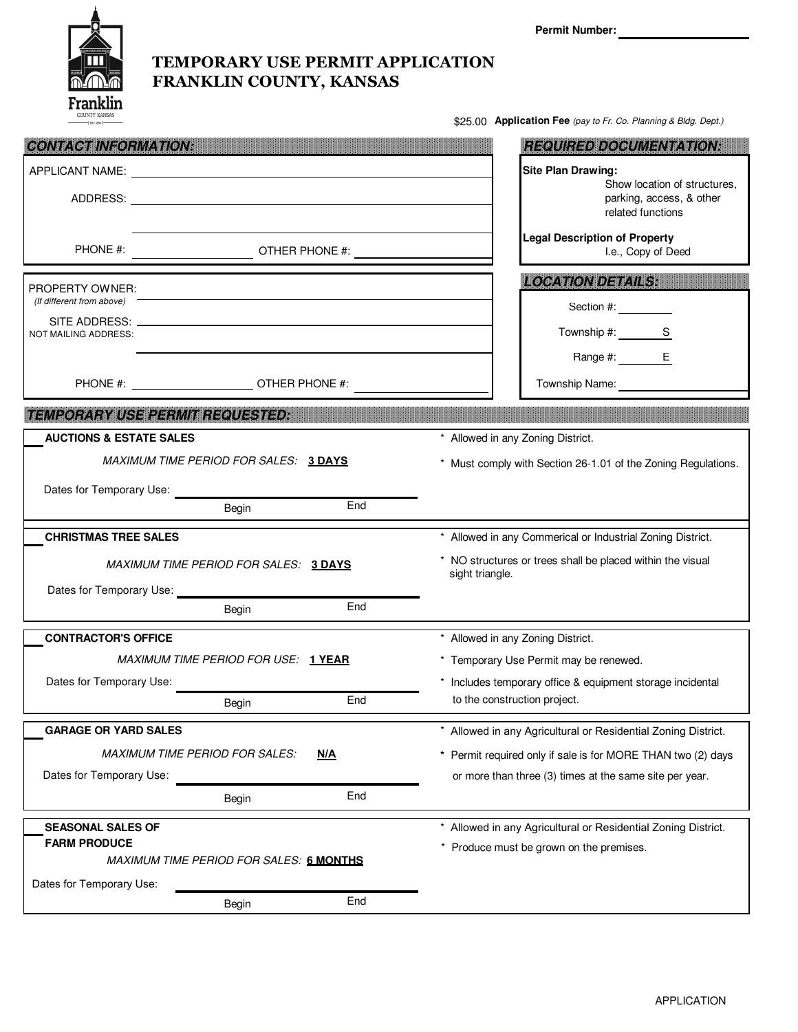Permit Number: ____________________

# TEMPORARY USE PERMIT APPLICATION
# FRANKLIN COUNTY, KANSAS

$25.00 **Application Fee** *(pay to Fr. Co. Planning & Bldg. Dept.)*

## CONTACT INFORMATION:

APPLICANT NAME: ____________________

ADDRESS: ____________________

____________________

PHONE #: ____________________ OTHER PHONE #: ____________________

PROPERTY OWNER: ____________________
*(If different from above)*

SITE ADDRESS: ____________________
NOT MAILING ADDRESS:

____________________

PHONE #: ____________________ OTHER PHONE #: ____________________

## REQUIRED DOCUMENTATION:

**Site Plan Drawing:**
Show location of structures, parking, access, & other related functions

**Legal Description of Property**
I.e., Copy of Deed

## LOCATION DETAILS:

Section #: ________

Township #: ________ S

Range #: ________ E

Township Name: ____________________

## TEMPORARY USE PERMIT REQUESTED:

___ **AUCTIONS & ESTATE SALES**

*MAXIMUM TIME PERIOD FOR SALES:* **3 DAYS**

Dates for Temporary Use: ____________________
Begin End

- \* Allowed in any Zoning District.
- \* Must comply with Section 26-1.01 of the Zoning Regulations.

___ **CHRISTMAS TREE SALES**

*MAXIMUM TIME PERIOD FOR SALES:* **3 DAYS**

Dates for Temporary Use: ____________________
Begin End

- \* Allowed in any Commerical or Industrial Zoning District.
- \* NO structures or trees shall be placed within the visual sight triangle.

___ **CONTRACTOR'S OFFICE**

*MAXIMUM TIME PERIOD FOR USE:* **1 YEAR**

Dates for Temporary Use: ____________________
Begin End

- \* Allowed in any Zoning District.
- \* Temporary Use Permit may be renewed.
- \* Includes temporary office & equipment storage incidental to the construction project.

___ **GARAGE OR YARD SALES**

*MAXIMUM TIME PERIOD FOR SALES:* **N/A**

Dates for Temporary Use: ____________________
Begin End

- \* Allowed in any Agricultural or Residential Zoning District.
- \* Permit required only if sale is for MORE THAN two (2) days or more than three (3) times at the same site per year.

___ **SEASONAL SALES OF FARM PRODUCE**

*MAXIMUM TIME PERIOD FOR SALES:* **6 MONTHS**

Dates for Temporary Use: ____________________
Begin End

- \* Allowed in any Agricultural or Residential Zoning District.
- \* Produce must be grown on the premises.

APPLICATION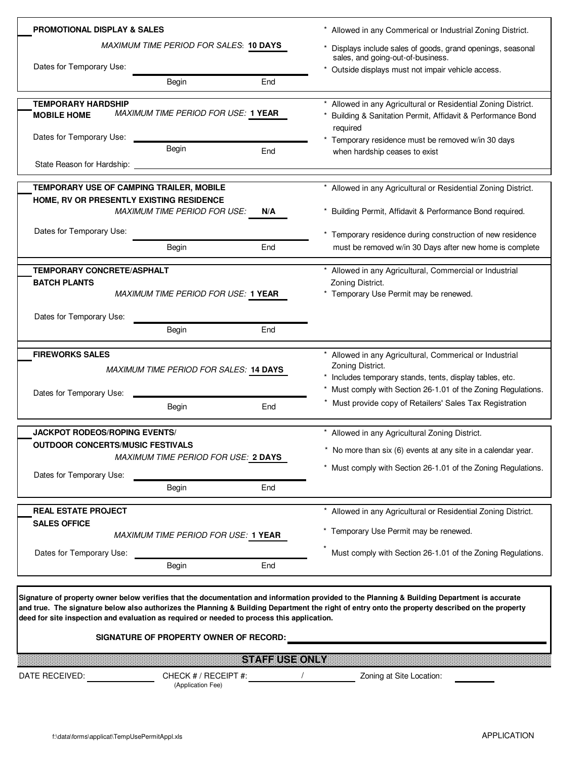___ **PROMOTIONAL DISPLAY & SALES**

*MAXIMUM TIME PERIOD FOR SALES:* **10 DAYS**

Dates for Temporary Use: ______________________
Begin ______ End ______

* Allowed in any Commerical or Industrial Zoning District.
* Displays include sales of goods, grand openings, seasonal sales, and going-out-of-business.
* Outside displays must not impair vehicle access.

---

___ **TEMPORARY HARDSHIP MOBILE HOME**

*MAXIMUM TIME PERIOD FOR USE:* **1 YEAR**

Dates for Temporary Use: ______________________
Begin ______ End ______

State Reason for Hardship: ______________________

* Allowed in any Agricultural or Residential Zoning District.
* Building & Sanitation Permit, Affidavit & Performance Bond required
* Temporary residence must be removed w/in 30 days when hardship ceases to exist

---

___ **TEMPORARY USE OF CAMPING TRAILER, MOBILE HOME, RV OR PRESENTLY EXISTING RESIDENCE**

*MAXIMUM TIME PERIOD FOR USE:* **N/A**

Dates for Temporary Use: ______________________
Begin ______ End ______

* Allowed in any Agricultural or Residential Zoning District.
* Building Permit, Affidavit & Performance Bond required.
* Temporary residence during construction of new residence must be removed w/in 30 Days after new home is complete

---

___ **TEMPORARY CONCRETE/ASPHALT BATCH PLANTS**

*MAXIMUM TIME PERIOD FOR USE:* **1 YEAR**

Dates for Temporary Use: ______________________
Begin ______ End ______

* Allowed in any Agricultural, Commercial or Industrial Zoning District.
* Temporary Use Permit may be renewed.

---

___ **FIREWORKS SALES**

*MAXIMUM TIME PERIOD FOR SALES:* **14 DAYS**

Dates for Temporary Use: ______________________
Begin ______ End ______

* Allowed in any Agricultural, Commerical or Industrial Zoning District.
* Includes temporary stands, tents, display tables, etc.
* Must comply with Section 26-1.01 of the Zoning Regulations.
* Must provide copy of Retailers' Sales Tax Registration

---

___ **JACKPOT RODEOS/ROPING EVENTS/ OUTDOOR CONCERTS/MUSIC FESTIVALS**

*MAXIMUM TIME PERIOD FOR USE:* **2 DAYS**

Dates for Temporary Use: ______________________
Begin ______ End ______

* Allowed in any Agricultural Zoning District.
* No more than six (6) events at any site in a calendar year.
* Must comply with Section 26-1.01 of the Zoning Regulations.

---

___ **REAL ESTATE PROJECT SALES OFFICE**

*MAXIMUM TIME PERIOD FOR USE:* **1 YEAR**

Dates for Temporary Use: ______________________
Begin ______ End ______

* Allowed in any Agricultural or Residential Zoning District.
* Temporary Use Permit may be renewed.
* Must comply with Section 26-1.01 of the Zoning Regulations.

---

**Signature of property owner below verifies that the documentation and information provided to the Planning & Building Department is accurate and true. The signature below also authorizes the Planning & Building Department the right of entry onto the property described on the property deed for site inspection and evaluation as required or needed to process this application.**

**SIGNATURE OF PROPERTY OWNER OF RECORD:** ______________________

## STAFF USE ONLY

DATE RECEIVED: ____________ CHECK # / RECEIPT #: ________ / ________ (Application Fee) Zoning at Site Location: ________

f:\data\forms\applicat\TempUsePermitAppl.xls APPLICATION